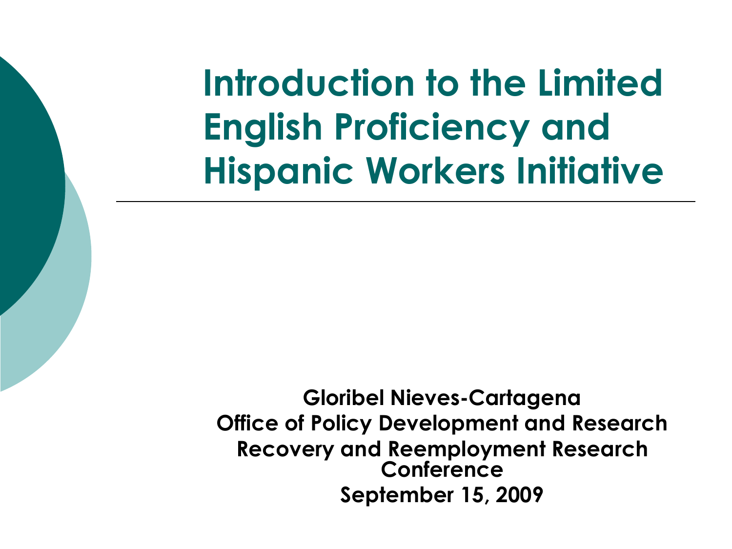# Introduction to the Limited English Proficiency and Hispanic Workers Initiative

**Gloribel Nieves-Cartagena**
**Office of Policy Development and Research**
**Recovery and Reemployment Research Conference**
**September 15, 2009**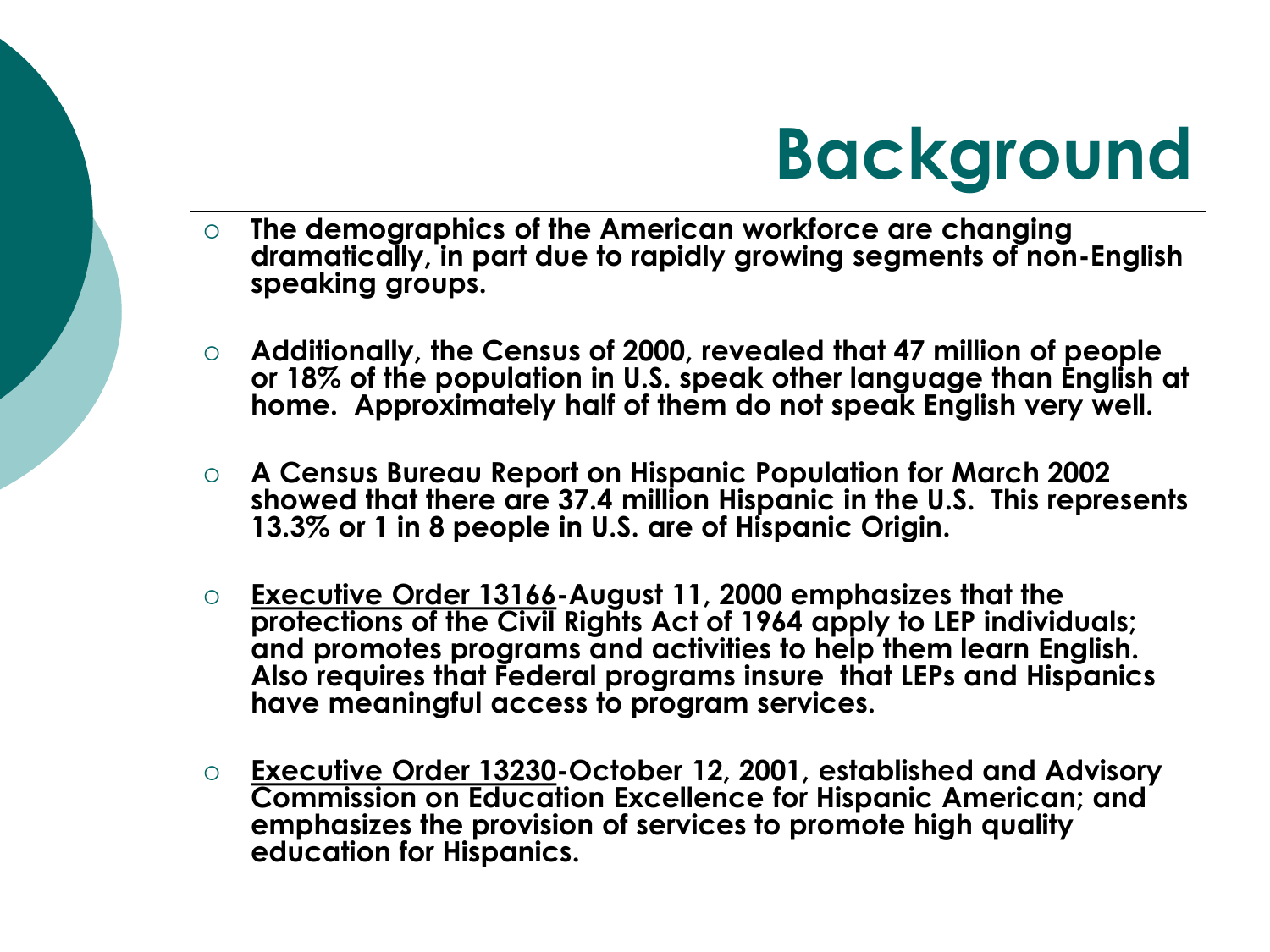# Background

- The demographics of the American workforce are changing dramatically, in part due to rapidly growing segments of non-English speaking groups.

- Additionally, the Census of 2000, revealed that 47 million of people or 18% of the population in U.S. speak other language than English at home. Approximately half of them do not speak English very well.

- A Census Bureau Report on Hispanic Population for March 2002 showed that there are 37.4 million Hispanic in the U.S. This represents 13.3% or 1 in 8 people in U.S. are of Hispanic Origin.

- Executive Order 13166-August 11, 2000 emphasizes that the protections of the Civil Rights Act of 1964 apply to LEP individuals; and promotes programs and activities to help them learn English. Also requires that Federal programs insure that LEPs and Hispanics have meaningful access to program services.

- Executive Order 13230-October 12, 2001, established and Advisory Commission on Education Excellence for Hispanic American; and emphasizes the provision of services to promote high quality education for Hispanics.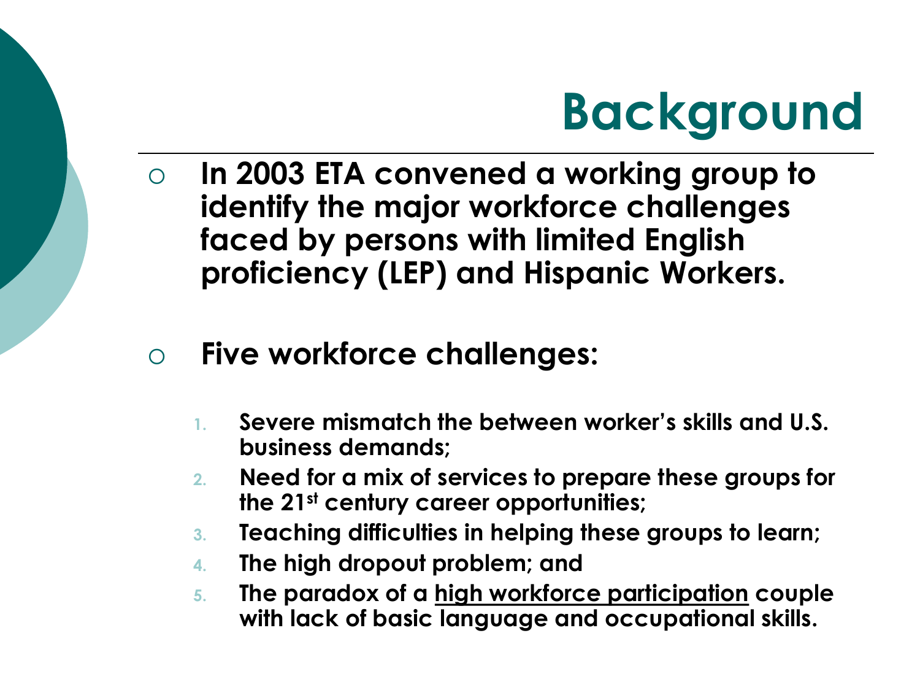# Background

- **In 2003 ETA convened a working group to identify the major workforce challenges faced by persons with limited English proficiency (LEP) and Hispanic Workers.**

- **Five workforce challenges:**

  1. **Severe mismatch the between worker's skills and U.S. business demands;**
  2. **Need for a mix of services to prepare these groups for the 21st century career opportunities;**
  3. **Teaching difficulties in helping these groups to learn;**
  4. **The high dropout problem; and**
  5. **The paradox of a <u>high workforce participation</u> couple with lack of basic language and occupational skills.**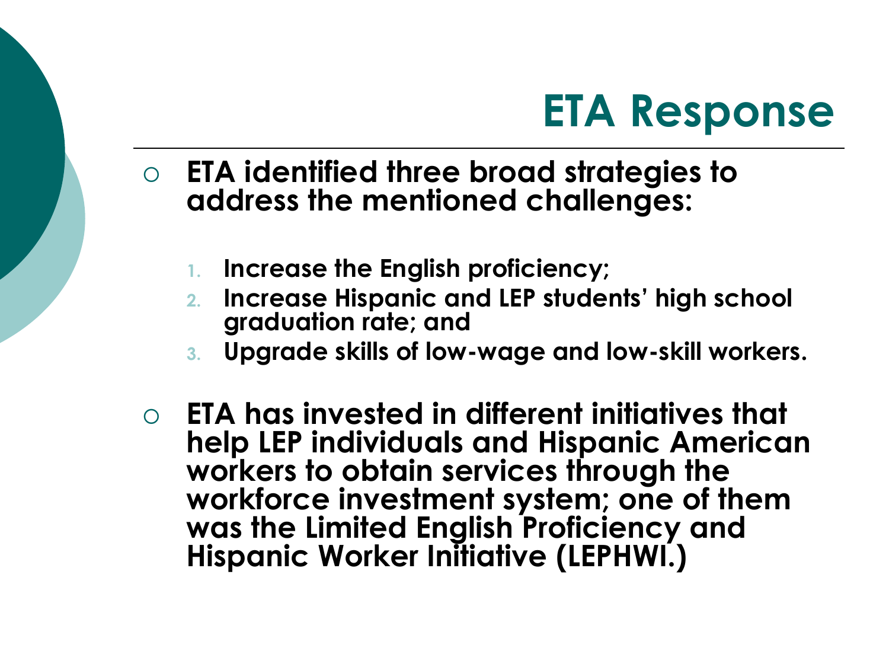# ETA Response

- **ETA identified three broad strategies to address the mentioned challenges:**

  1. **Increase the English proficiency;**
  2. **Increase Hispanic and LEP students' high school graduation rate; and**
  3. **Upgrade skills of low-wage and low-skill workers.**

- **ETA has invested in different initiatives that help LEP individuals and Hispanic American workers to obtain services through the workforce investment system; one of them was the Limited English Proficiency and Hispanic Worker Initiative (LEPHWI.)**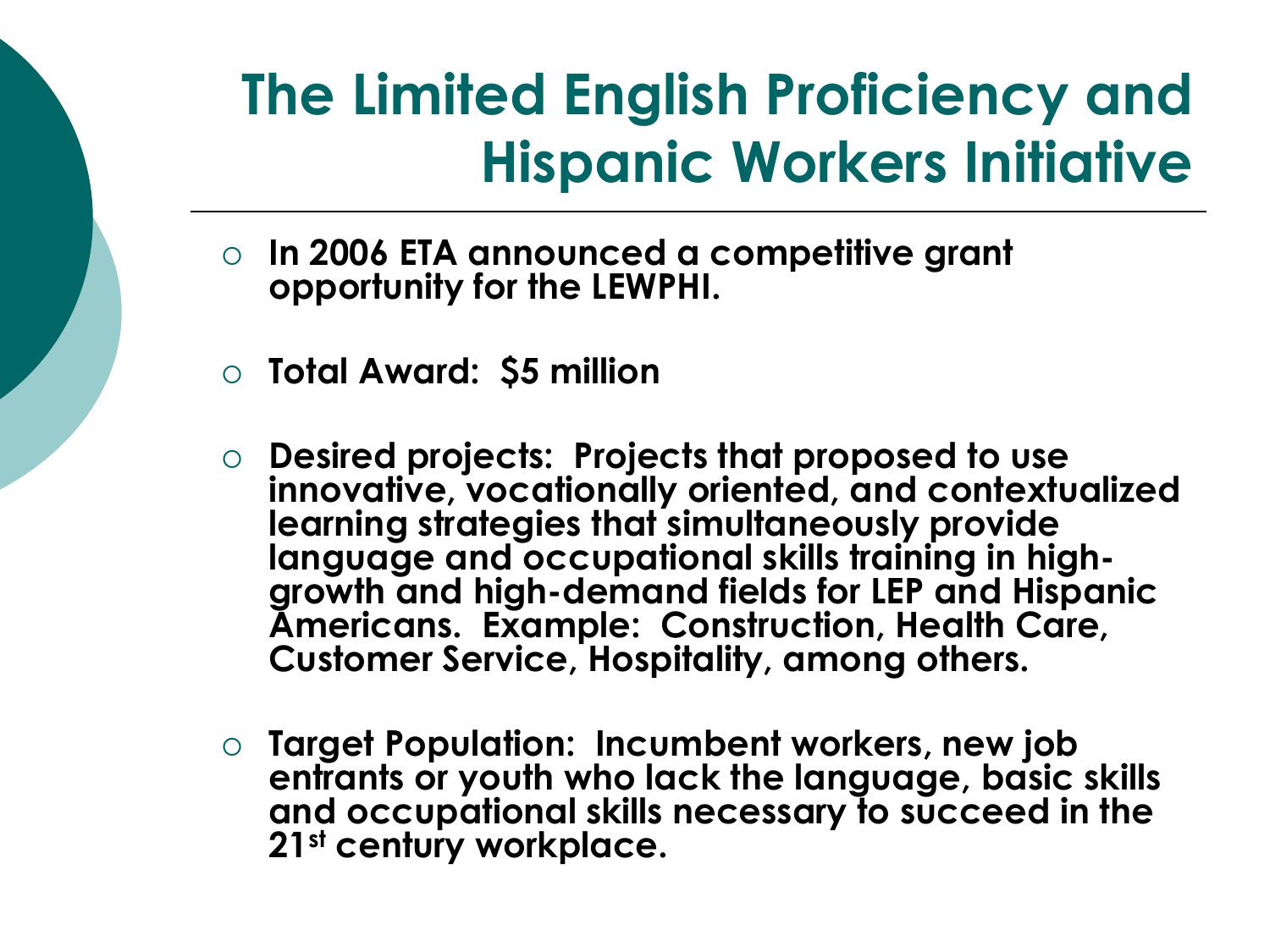# The Limited English Proficiency and Hispanic Workers Initiative

- **In 2006 ETA announced a competitive grant opportunity for the LEWPHI.**
- **Total Award: $5 million**
- **Desired projects: Projects that proposed to use innovative, vocationally oriented, and contextualized learning strategies that simultaneously provide language and occupational skills training in high-growth and high-demand fields for LEP and Hispanic Americans. Example: Construction, Health Care, Customer Service, Hospitality, among others.**
- **Target Population: Incumbent workers, new job entrants or youth who lack the language, basic skills and occupational skills necessary to succeed in the 21st century workplace.**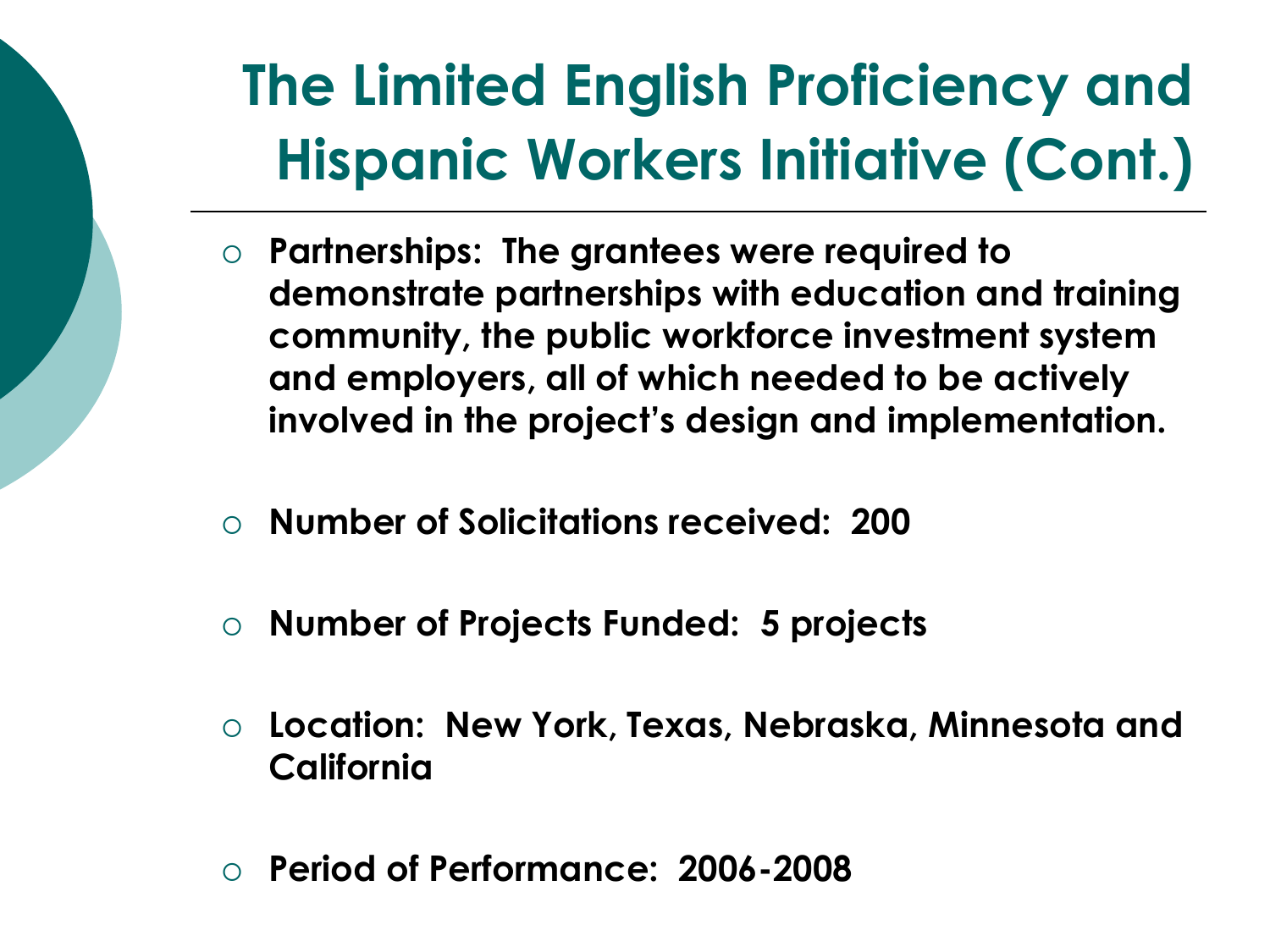# The Limited English Proficiency and Hispanic Workers Initiative (Cont.)

- **Partnerships: The grantees were required to demonstrate partnerships with education and training community, the public workforce investment system and employers, all of which needed to be actively involved in the project's design and implementation.**
- **Number of Solicitations received: 200**
- **Number of Projects Funded: 5 projects**
- **Location: New York, Texas, Nebraska, Minnesota and California**
- **Period of Performance: 2006-2008**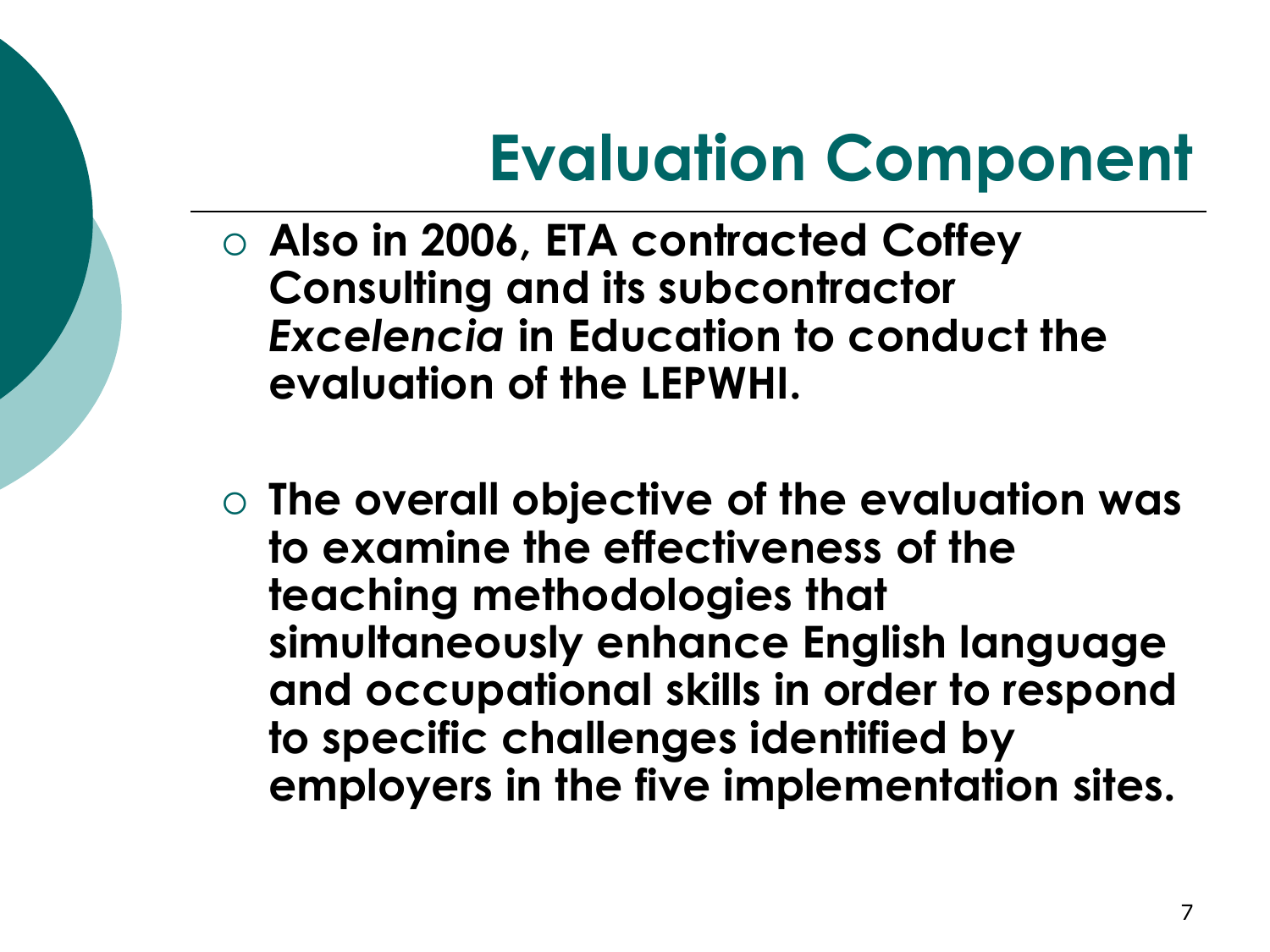# Evaluation Component

- **Also in 2006, ETA contracted Coffey Consulting and its subcontractor *Excelencia* in Education to conduct the evaluation of the LEPWHI.**

- **The overall objective of the evaluation was to examine the effectiveness of the teaching methodologies that simultaneously enhance English language and occupational skills in order to respond to specific challenges identified by employers in the five implementation sites.**